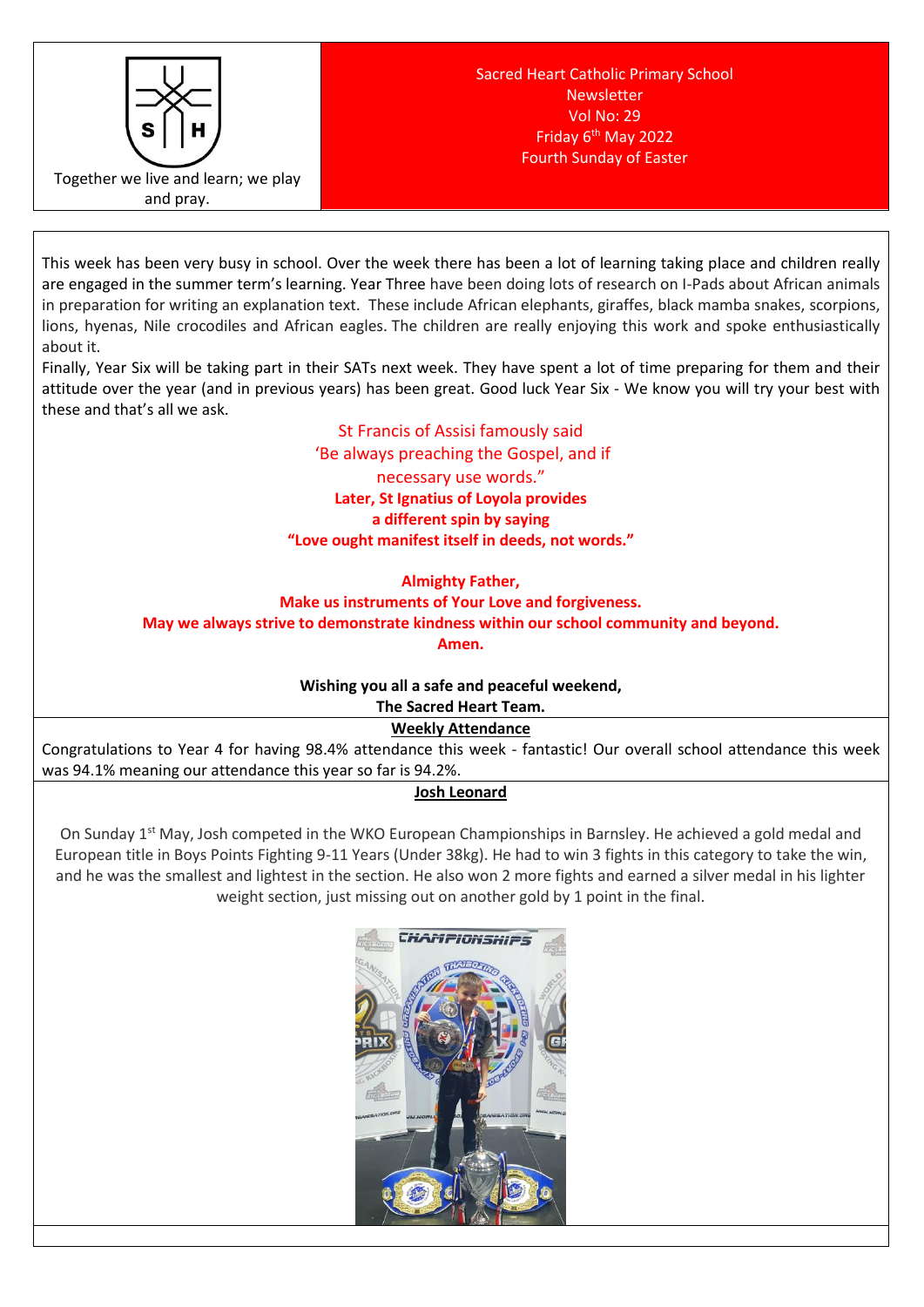Together we live and learn; we play and pray.

Sacred Heart Catholic Primary School
Newsletter
Vol No: 29
Friday 6th May 2022
Fourth Sunday of Easter

This week has been very busy in school. Over the week there has been a lot of learning taking place and children really are engaged in the summer term's learning. Year Three have been doing lots of research on I-Pads about African animals in preparation for writing an explanation text. These include African elephants, giraffes, black mamba snakes, scorpions, lions, hyenas, Nile crocodiles and African eagles. The children are really enjoying this work and spoke enthusiastically about it.

Finally, Year Six will be taking part in their SATs next week. They have spent a lot of time preparing for them and their attitude over the year (and in previous years) has been great. Good luck Year Six - We know you will try your best with these and that's all we ask.

St Francis of Assisi famously said
'Be always preaching the Gospel, and if necessary use words."
**Later, St Ignatius of Loyola provides a different spin by saying**
**"Love ought manifest itself in deeds, not words."**

**Almighty Father,**
**Make us instruments of Your Love and forgiveness.**
**May we always strive to demonstrate kindness within our school community and beyond.**
**Amen.**

**Wishing you all a safe and peaceful weekend,**
**The Sacred Heart Team.**

**Weekly Attendance**

Congratulations to Year 4 for having 98.4% attendance this week - fantastic! Our overall school attendance this week was 94.1% meaning our attendance this year so far is 94.2%.

**Josh Leonard**

On Sunday 1st May, Josh competed in the WKO European Championships in Barnsley. He achieved a gold medal and European title in Boys Points Fighting 9-11 Years (Under 38kg). He had to win 3 fights in this category to take the win, and he was the smallest and lightest in the section. He also won 2 more fights and earned a silver medal in his lighter weight section, just missing out on another gold by 1 point in the final.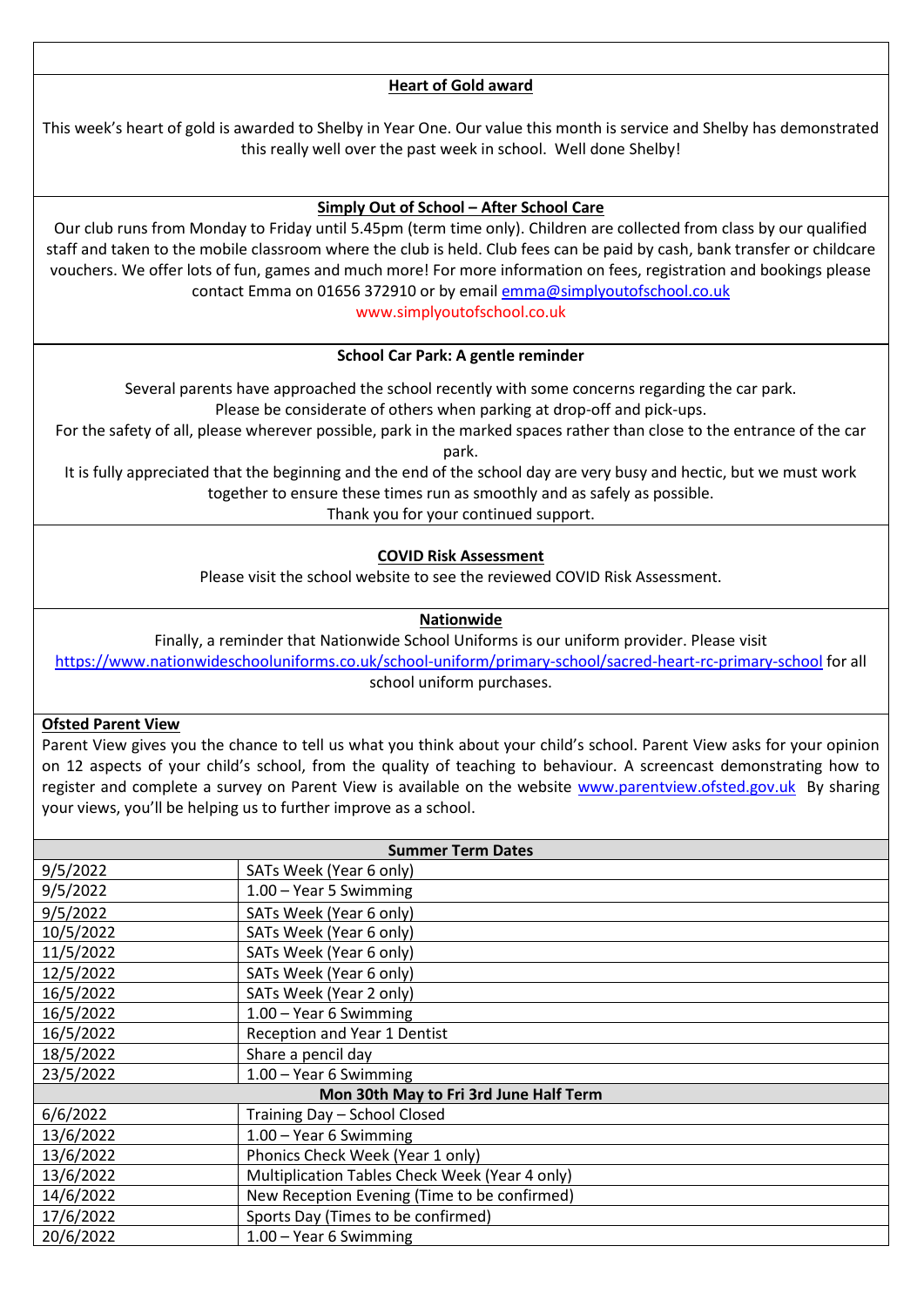## Heart of Gold award

This week's heart of gold is awarded to Shelby in Year One. Our value this month is service and Shelby has demonstrated this really well over the past week in school. Well done Shelby!

## Simply Out of School – After School Care

Our club runs from Monday to Friday until 5.45pm (term time only). Children are collected from class by our qualified staff and taken to the mobile classroom where the club is held. Club fees can be paid by cash, bank transfer or childcare vouchers. We offer lots of fun, games and much more! For more information on fees, registration and bookings please contact Emma on 01656 372910 or by email emma@simplyoutofschool.co.uk

www.simplyoutofschool.co.uk

## School Car Park: A gentle reminder

Several parents have approached the school recently with some concerns regarding the car park.

Please be considerate of others when parking at drop-off and pick-ups.

For the safety of all, please wherever possible, park in the marked spaces rather than close to the entrance of the car park.

It is fully appreciated that the beginning and the end of the school day are very busy and hectic, but we must work together to ensure these times run as smoothly and as safely as possible.

Thank you for your continued support.

## COVID Risk Assessment

Please visit the school website to see the reviewed COVID Risk Assessment.

## Nationwide

Finally, a reminder that Nationwide School Uniforms is our uniform provider. Please visit https://www.nationwideschooluniforms.co.uk/school-uniform/primary-school/sacred-heart-rc-primary-school for all school uniform purchases.

## Ofsted Parent View

Parent View gives you the chance to tell us what you think about your child's school. Parent View asks for your opinion on 12 aspects of your child's school, from the quality of teaching to behaviour. A screencast demonstrating how to register and complete a survey on Parent View is available on the website www.parentview.ofsted.gov.uk By sharing your views, you'll be helping us to further improve as a school.

| Summer Term Dates | |
|---|---|
| 9/5/2022 | SATs Week (Year 6 only) |
| 9/5/2022 | 1.00 – Year 5 Swimming |
| 9/5/2022 | SATs Week (Year 6 only) |
| 10/5/2022 | SATs Week (Year 6 only) |
| 11/5/2022 | SATs Week (Year 6 only) |
| 12/5/2022 | SATs Week (Year 6 only) |
| 16/5/2022 | SATs Week (Year 2 only) |
| 16/5/2022 | 1.00 – Year 6 Swimming |
| 16/5/2022 | Reception and Year 1 Dentist |
| 18/5/2022 | Share a pencil day |
| 23/5/2022 | 1.00 – Year 6 Swimming |
| **Mon 30th May to Fri 3rd June Half Term** | |
| 6/6/2022 | Training Day – School Closed |
| 13/6/2022 | 1.00 – Year 6 Swimming |
| 13/6/2022 | Phonics Check Week (Year 1 only) |
| 13/6/2022 | Multiplication Tables Check Week (Year 4 only) |
| 14/6/2022 | New Reception Evening (Time to be confirmed) |
| 17/6/2022 | Sports Day (Times to be confirmed) |
| 20/6/2022 | 1.00 – Year 6 Swimming |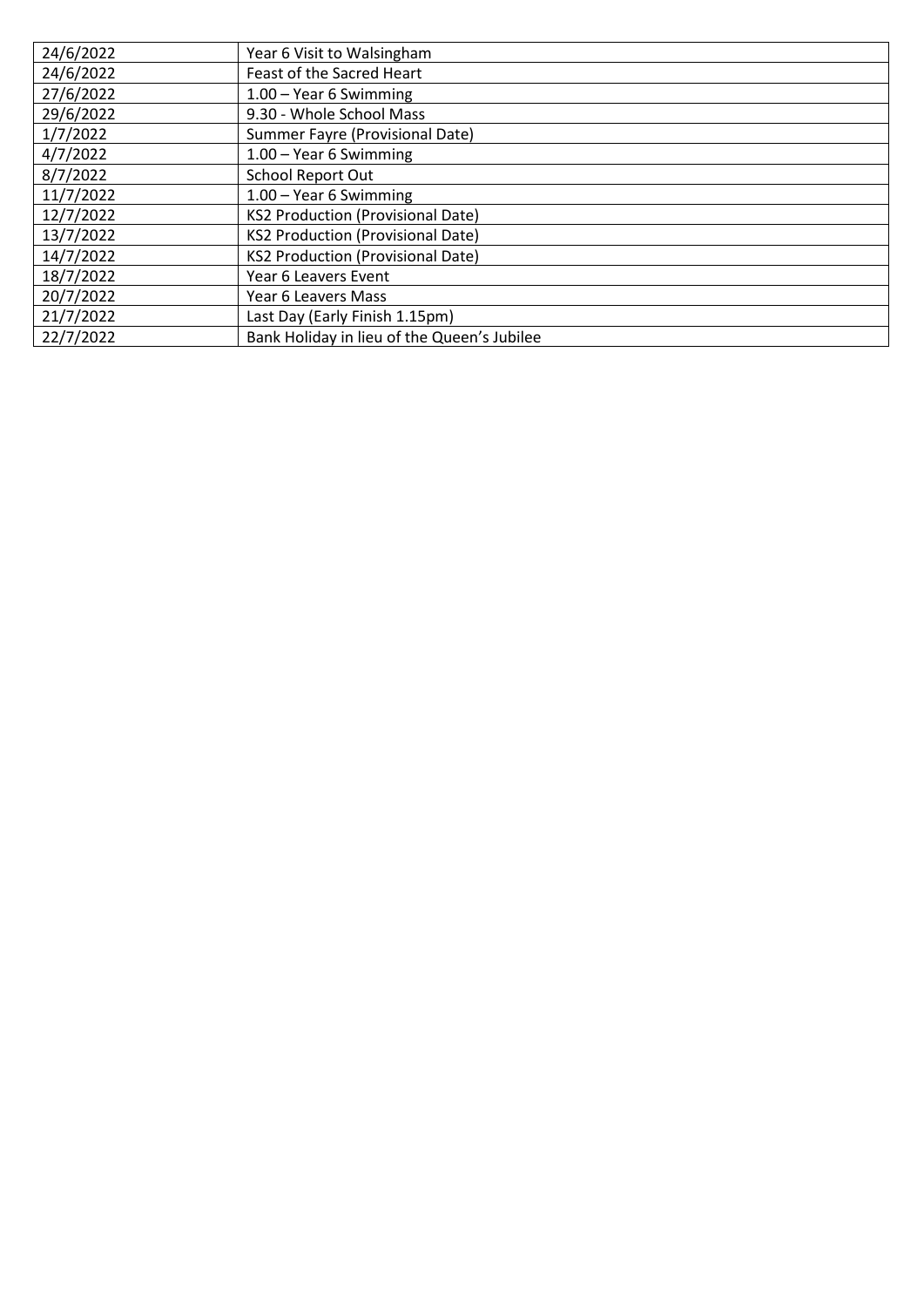| | |
|---|---|
| 24/6/2022 | Year 6 Visit to Walsingham |
| 24/6/2022 | Feast of the Sacred Heart |
| 27/6/2022 | 1.00 – Year 6 Swimming |
| 29/6/2022 | 9.30 - Whole School Mass |
| 1/7/2022 | Summer Fayre (Provisional Date) |
| 4/7/2022 | 1.00 – Year 6 Swimming |
| 8/7/2022 | School Report Out |
| 11/7/2022 | 1.00 – Year 6 Swimming |
| 12/7/2022 | KS2 Production (Provisional Date) |
| 13/7/2022 | KS2 Production (Provisional Date) |
| 14/7/2022 | KS2 Production (Provisional Date) |
| 18/7/2022 | Year 6 Leavers Event |
| 20/7/2022 | Year 6 Leavers Mass |
| 21/7/2022 | Last Day (Early Finish 1.15pm) |
| 22/7/2022 | Bank Holiday in lieu of the Queen's Jubilee |